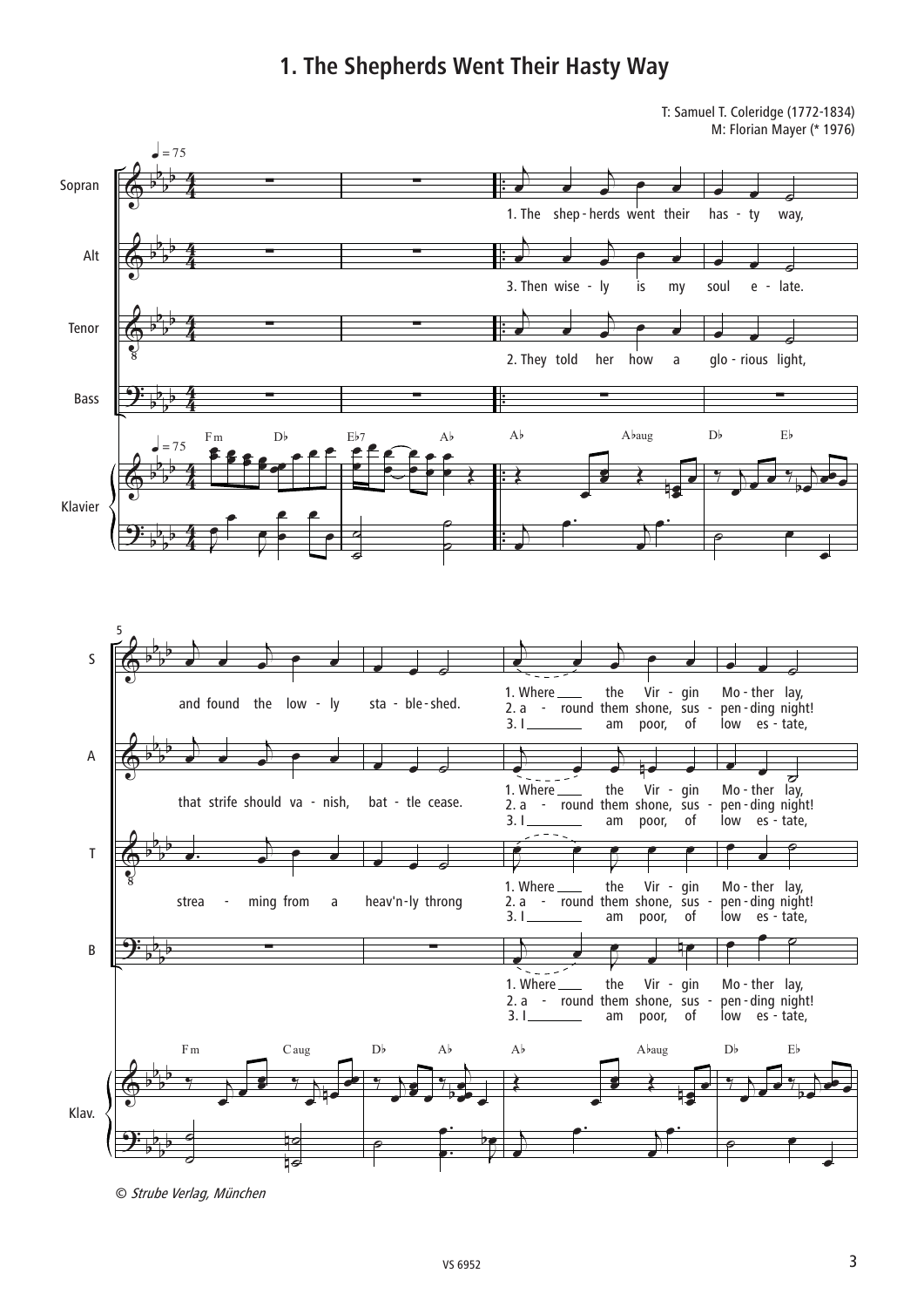# 1. The Shepherds Went Their Hasty Way

T: Samuel T. Coleridge (1772-1834)
M: Florian Mayer (* 1976)

© *Strube Verlag, München*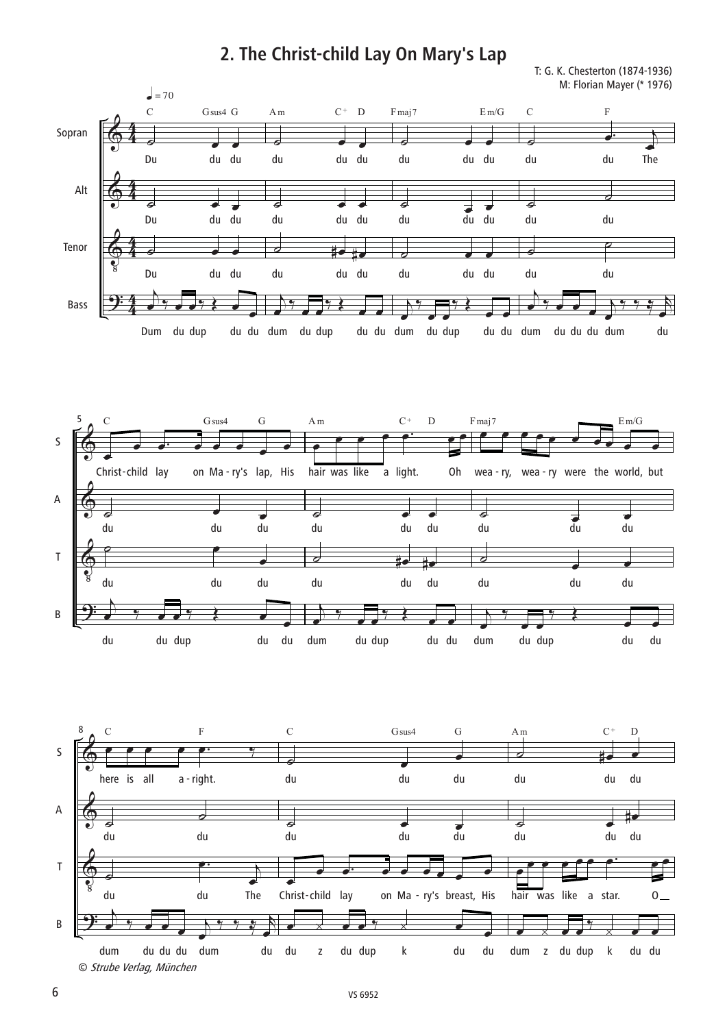## 2. The Christ-child Lay On Mary's Lap

T: G. K. Chesterton (1874-1936)
M: Florian Mayer (* 1976)

♩ = 70

Sopran: Du du du du du du du du du du du du The

Alt: Du du du du du du du du du du du du

Tenor: Du du du du du du du du du du du du

Bass: Dum du dup du du dum du dup du du dum du dup du du dum du du du dum du

S: Christ-child lay on Ma-ry's lap, His hair was like a light. Oh wea-ry, wea-ry were the world, but

A: du du du du du du du du du

T: du du du du du du du du du

B: du du dup du du dum du dup du du dum du dup du du

S: here is all a-right. du du du du du du

A: du du du du du du du du

T: du du The Christ-child lay on Ma-ry's breast, His hair was like a star. O

B: dum du du du dum du du z du dup k du du dum z du dup k du du

© Strube Verlag, München

VS 6952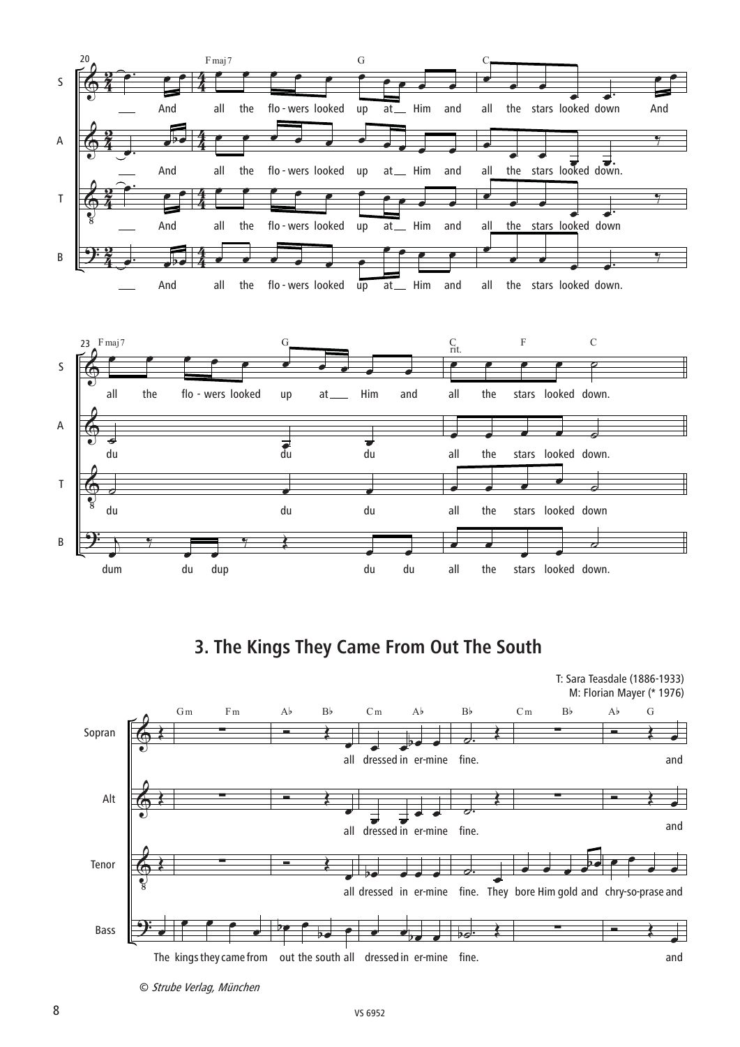## 3. The Kings They Came From Out The South

T: Sara Teasdale (1886-1933)
M: Florian Mayer (* 1976)

© *Strube Verlag, München*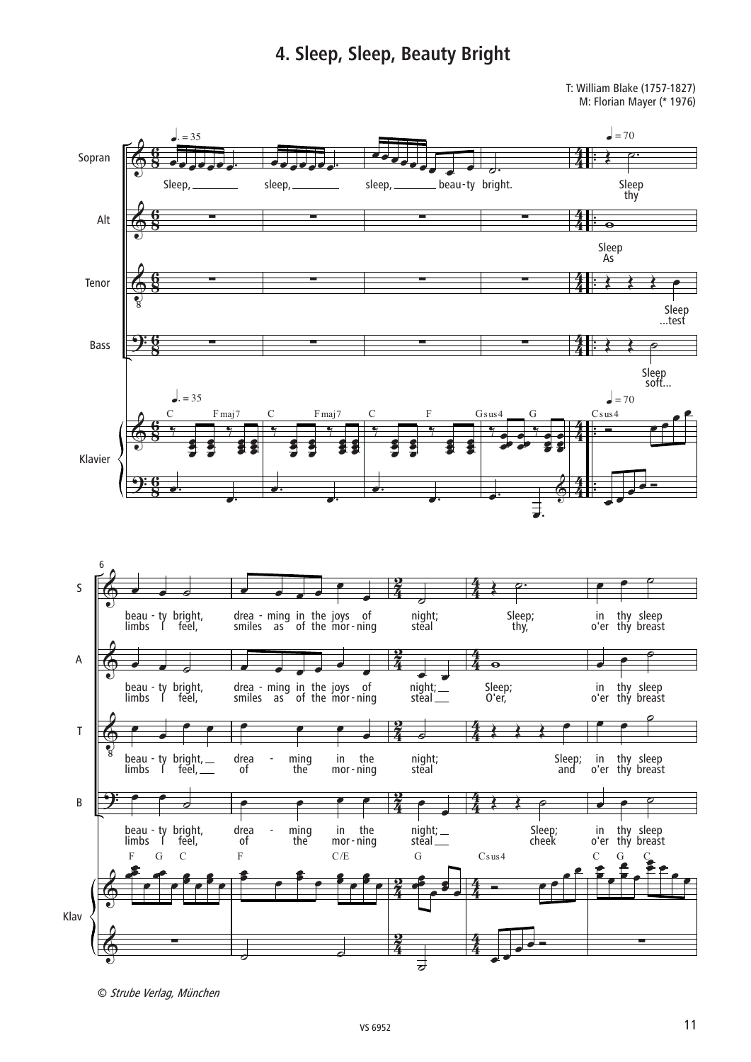# 4. Sleep, Sleep, Beauty Bright

T: William Blake (1757-1827)
M: Florian Mayer (* 1976)

© *Strube Verlag, München*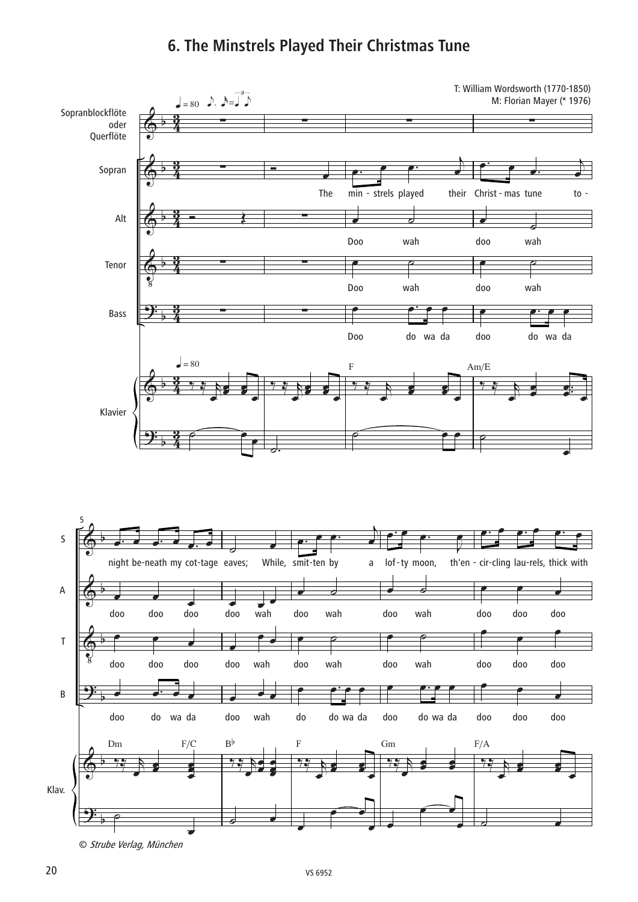## 6. The Minstrels Played Their Christmas Tune

T: William Wordsworth (1770-1850)
M: Florian Mayer (* 1976)

© *Strube Verlag, München*